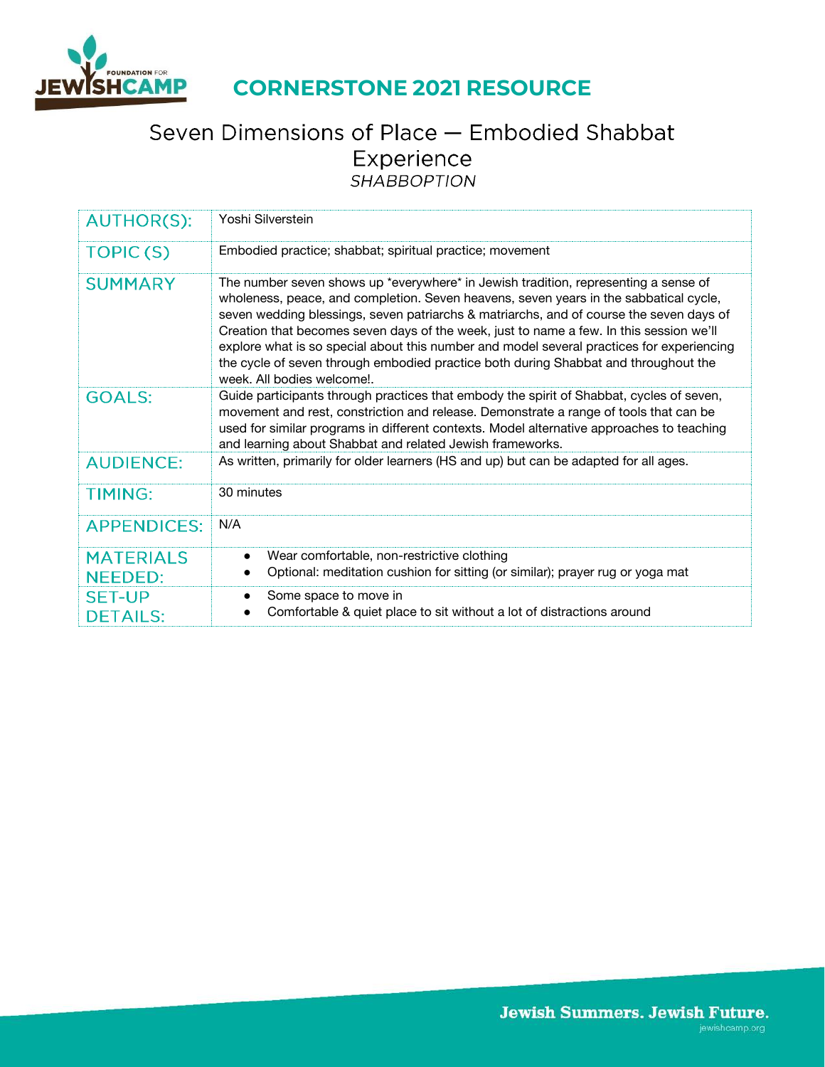# CORNERSTONE 2021 RESOURCE

## Seven Dimensions of Place — Embodied Shabbat Experience

*SHABBOPTION*

| AUTHOR(S): | Yoshi Silverstein |
|---|---|
| TOPIC (S) | Embodied practice; shabbat; spiritual practice; movement |
| SUMMARY | The number seven shows up *everywhere* in Jewish tradition, representing a sense of wholeness, peace, and completion. Seven heavens, seven years in the sabbatical cycle, seven wedding blessings, seven patriarchs & matriarchs, and of course the seven days of Creation that becomes seven days of the week, just to name a few. In this session we'll explore what is so special about this number and model several practices for experiencing the cycle of seven through embodied practice both during Shabbat and throughout the week. All bodies welcome!. |
| GOALS: | Guide participants through practices that embody the spirit of Shabbat, cycles of seven, movement and rest, constriction and release. Demonstrate a range of tools that can be used for similar programs in different contexts. Model alternative approaches to teaching and learning about Shabbat and related Jewish frameworks. |
| AUDIENCE: | As written, primarily for older learners (HS and up) but can be adapted for all ages. |
| TIMING: | 30 minutes |
| APPENDICES: | N/A |
| MATERIALS NEEDED: | • Wear comfortable, non-restrictive clothing<br>• Optional: meditation cushion for sitting (or similar); prayer rug or yoga mat |
| SET-UP DETAILS: | • Some space to move in<br>• Comfortable & quiet place to sit without a lot of distractions around |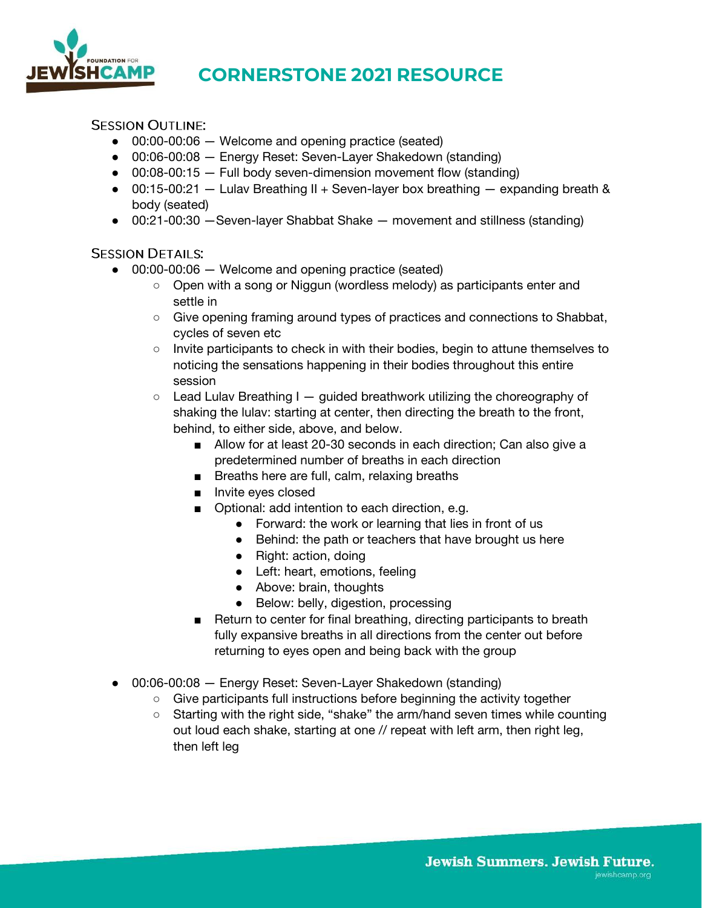# CORNERSTONE 2021 RESOURCE

## Session Outline:

- 00:00-00:06 — Welcome and opening practice (seated)
- 00:06-00:08 — Energy Reset: Seven-Layer Shakedown (standing)
- 00:08-00:15 — Full body seven-dimension movement flow (standing)
- 00:15-00:21 — Lulav Breathing II + Seven-layer box breathing — expanding breath & body (seated)
- 00:21-00:30 —Seven-layer Shabbat Shake — movement and stillness (standing)

## Session Details:

- 00:00-00:06 — Welcome and opening practice (seated)
  - Open with a song or Niggun (wordless melody) as participants enter and settle in
  - Give opening framing around types of practices and connections to Shabbat, cycles of seven etc
  - Invite participants to check in with their bodies, begin to attune themselves to noticing the sensations happening in their bodies throughout this entire session
  - Lead Lulav Breathing I — guided breathwork utilizing the choreography of shaking the lulav: starting at center, then directing the breath to the front, behind, to either side, above, and below.
    - Allow for at least 20-30 seconds in each direction; Can also give a predetermined number of breaths in each direction
    - Breaths here are full, calm, relaxing breaths
    - Invite eyes closed
    - Optional: add intention to each direction, e.g.
      - Forward: the work or learning that lies in front of us
      - Behind: the path or teachers that have brought us here
      - Right: action, doing
      - Left: heart, emotions, feeling
      - Above: brain, thoughts
      - Below: belly, digestion, processing
    - Return to center for final breathing, directing participants to breath fully expansive breaths in all directions from the center out before returning to eyes open and being back with the group
- 00:06-00:08 — Energy Reset: Seven-Layer Shakedown (standing)
  - Give participants full instructions before beginning the activity together
  - Starting with the right side, "shake" the arm/hand seven times while counting out loud each shake, starting at one // repeat with left arm, then right leg, then left leg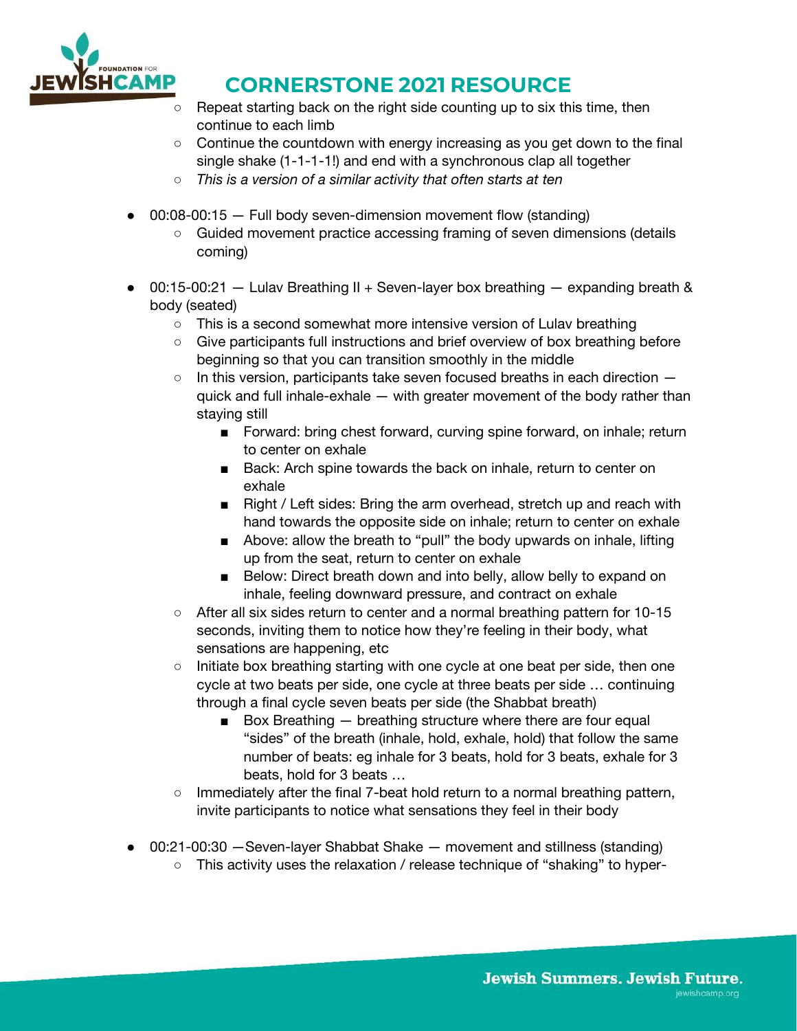- Repeat starting back on the right side counting up to six this time, then continue to each limb
- Continue the countdown with energy increasing as you get down to the final single shake (1-1-1-1!) and end with a synchronous clap all together
- *This is a version of a similar activity that often starts at ten*

- 00:08-00:15 — Full body seven-dimension movement flow (standing)
  - Guided movement practice accessing framing of seven dimensions (details coming)

- 00:15-00:21 — Lulav Breathing II + Seven-layer box breathing — expanding breath & body (seated)
  - This is a second somewhat more intensive version of Lulav breathing
  - Give participants full instructions and brief overview of box breathing before beginning so that you can transition smoothly in the middle
  - In this version, participants take seven focused breaths in each direction — quick and full inhale-exhale — with greater movement of the body rather than staying still
    - Forward: bring chest forward, curving spine forward, on inhale; return to center on exhale
    - Back: Arch spine towards the back on inhale, return to center on exhale
    - Right / Left sides: Bring the arm overhead, stretch up and reach with hand towards the opposite side on inhale; return to center on exhale
    - Above: allow the breath to "pull" the body upwards on inhale, lifting up from the seat, return to center on exhale
    - Below: Direct breath down and into belly, allow belly to expand on inhale, feeling downward pressure, and contract on exhale
  - After all six sides return to center and a normal breathing pattern for 10-15 seconds, inviting them to notice how they're feeling in their body, what sensations are happening, etc
  - Initiate box breathing starting with one cycle at one beat per side, then one cycle at two beats per side, one cycle at three beats per side … continuing through a final cycle seven beats per side (the Shabbat breath)
    - Box Breathing — breathing structure where there are four equal "sides" of the breath (inhale, hold, exhale, hold) that follow the same number of beats: eg inhale for 3 beats, hold for 3 beats, exhale for 3 beats, hold for 3 beats …
  - Immediately after the final 7-beat hold return to a normal breathing pattern, invite participants to notice what sensations they feel in their body

- 00:21-00:30 —Seven-layer Shabbat Shake — movement and stillness (standing)
  - This activity uses the relaxation / release technique of "shaking" to hyper-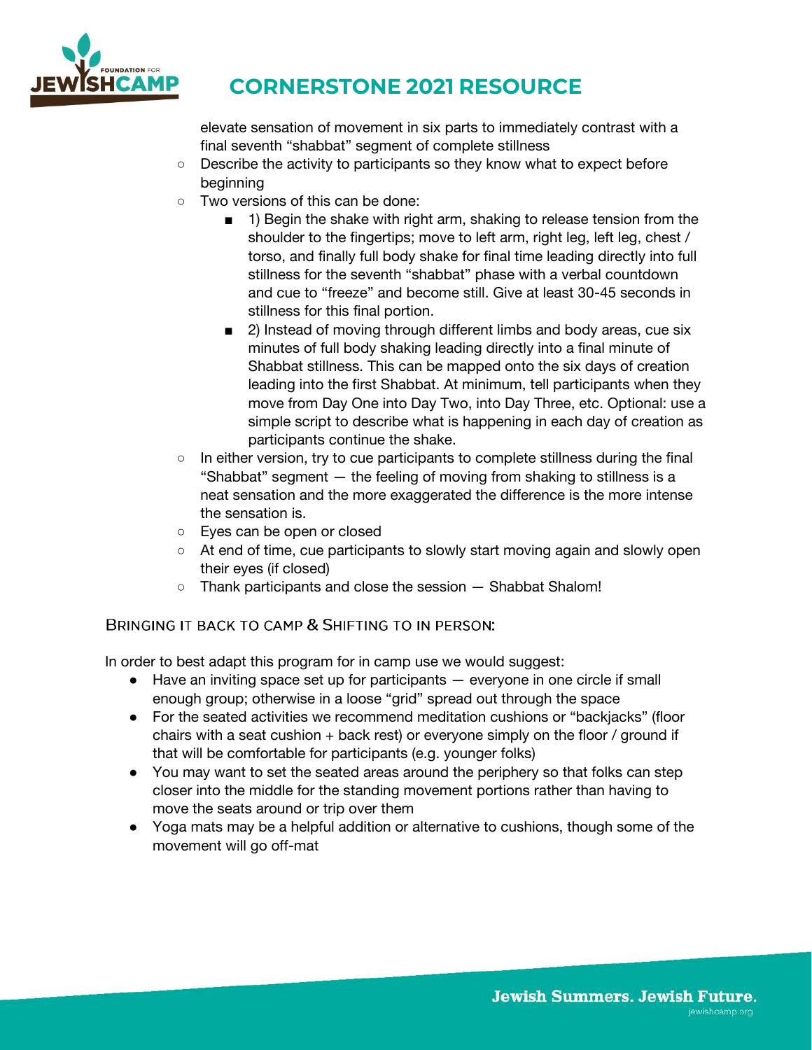elevate sensation of movement in six parts to immediately contrast with a final seventh "shabbat" segment of complete stillness

- Describe the activity to participants so they know what to expect before beginning
- Two versions of this can be done:
  - 1) Begin the shake with right arm, shaking to release tension from the shoulder to the fingertips; move to left arm, right leg, left leg, chest / torso, and finally full body shake for final time leading directly into full stillness for the seventh "shabbat" phase with a verbal countdown and cue to "freeze" and become still. Give at least 30-45 seconds in stillness for this final portion.
  - 2) Instead of moving through different limbs and body areas, cue six minutes of full body shaking leading directly into a final minute of Shabbat stillness. This can be mapped onto the six days of creation leading into the first Shabbat. At minimum, tell participants when they move from Day One into Day Two, into Day Three, etc. Optional: use a simple script to describe what is happening in each day of creation as participants continue the shake.
- In either version, try to cue participants to complete stillness during the final "Shabbat" segment — the feeling of moving from shaking to stillness is a neat sensation and the more exaggerated the difference is the more intense the sensation is.
- Eyes can be open or closed
- At end of time, cue participants to slowly start moving again and slowly open their eyes (if closed)
- Thank participants and close the session — Shabbat Shalom!

## Bringing it back to camp & Shifting to in person:

In order to best adapt this program for in camp use we would suggest:

- Have an inviting space set up for participants — everyone in one circle if small enough group; otherwise in a loose "grid" spread out through the space
- For the seated activities we recommend meditation cushions or "backjacks" (floor chairs with a seat cushion + back rest) or everyone simply on the floor / ground if that will be comfortable for participants (e.g. younger folks)
- You may want to set the seated areas around the periphery so that folks can step closer into the middle for the standing movement portions rather than having to move the seats around or trip over them
- Yoga mats may be a helpful addition or alternative to cushions, though some of the movement will go off-mat